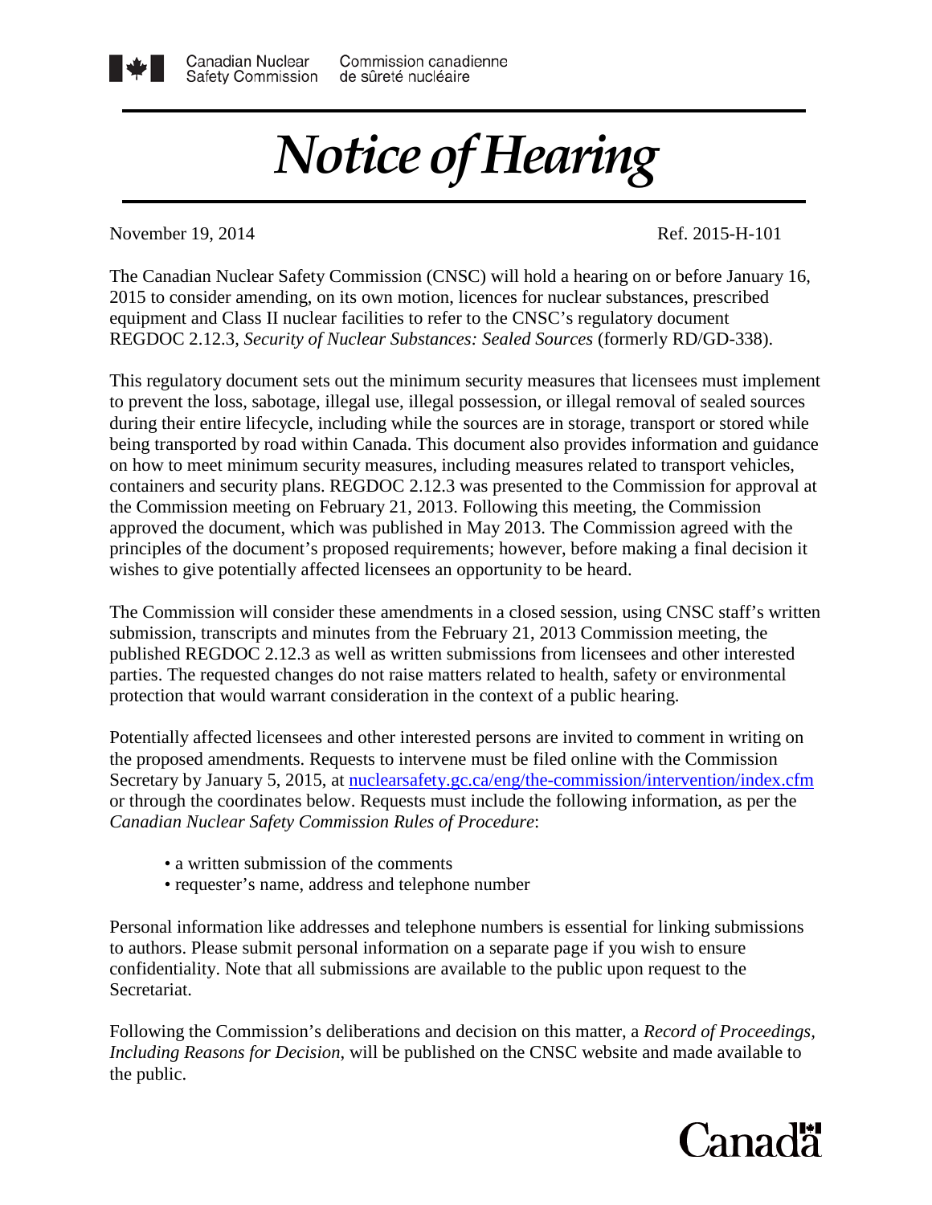Canadian Nuclear Safety Commission | Commission canadienne de sûreté nucléaire

# *Notice of Hearing*

November 19, 2014 Ref. 2015-H-101

The Canadian Nuclear Safety Commission (CNSC) will hold a hearing on or before January 16, 2015 to consider amending, on its own motion, licences for nuclear substances, prescribed equipment and Class II nuclear facilities to refer to the CNSC's regulatory document REGDOC 2.12.3, *Security of Nuclear Substances: Sealed Sources* (formerly RD/GD-338).

This regulatory document sets out the minimum security measures that licensees must implement to prevent the loss, sabotage, illegal use, illegal possession, or illegal removal of sealed sources during their entire lifecycle, including while the sources are in storage, transport or stored while being transported by road within Canada. This document also provides information and guidance on how to meet minimum security measures, including measures related to transport vehicles, containers and security plans. REGDOC 2.12.3 was presented to the Commission for approval at the Commission meeting on February 21, 2013. Following this meeting, the Commission approved the document, which was published in May 2013. The Commission agreed with the principles of the document's proposed requirements; however, before making a final decision it wishes to give potentially affected licensees an opportunity to be heard.

The Commission will consider these amendments in a closed session, using CNSC staff's written submission, transcripts and minutes from the February 21, 2013 Commission meeting, the published REGDOC 2.12.3 as well as written submissions from licensees and other interested parties. The requested changes do not raise matters related to health, safety or environmental protection that would warrant consideration in the context of a public hearing.

Potentially affected licensees and other interested persons are invited to comment in writing on the proposed amendments. Requests to intervene must be filed online with the Commission Secretary by January 5, 2015, at nuclearsafety.gc.ca/eng/the-commission/intervention/index.cfm or through the coordinates below. Requests must include the following information, as per the *Canadian Nuclear Safety Commission Rules of Procedure*:

- a written submission of the comments
- requester's name, address and telephone number

Personal information like addresses and telephone numbers is essential for linking submissions to authors. Please submit personal information on a separate page if you wish to ensure confidentiality. Note that all submissions are available to the public upon request to the Secretariat.

Following the Commission's deliberations and decision on this matter, a *Record of Proceedings, Including Reasons for Decision*, will be published on the CNSC website and made available to the public.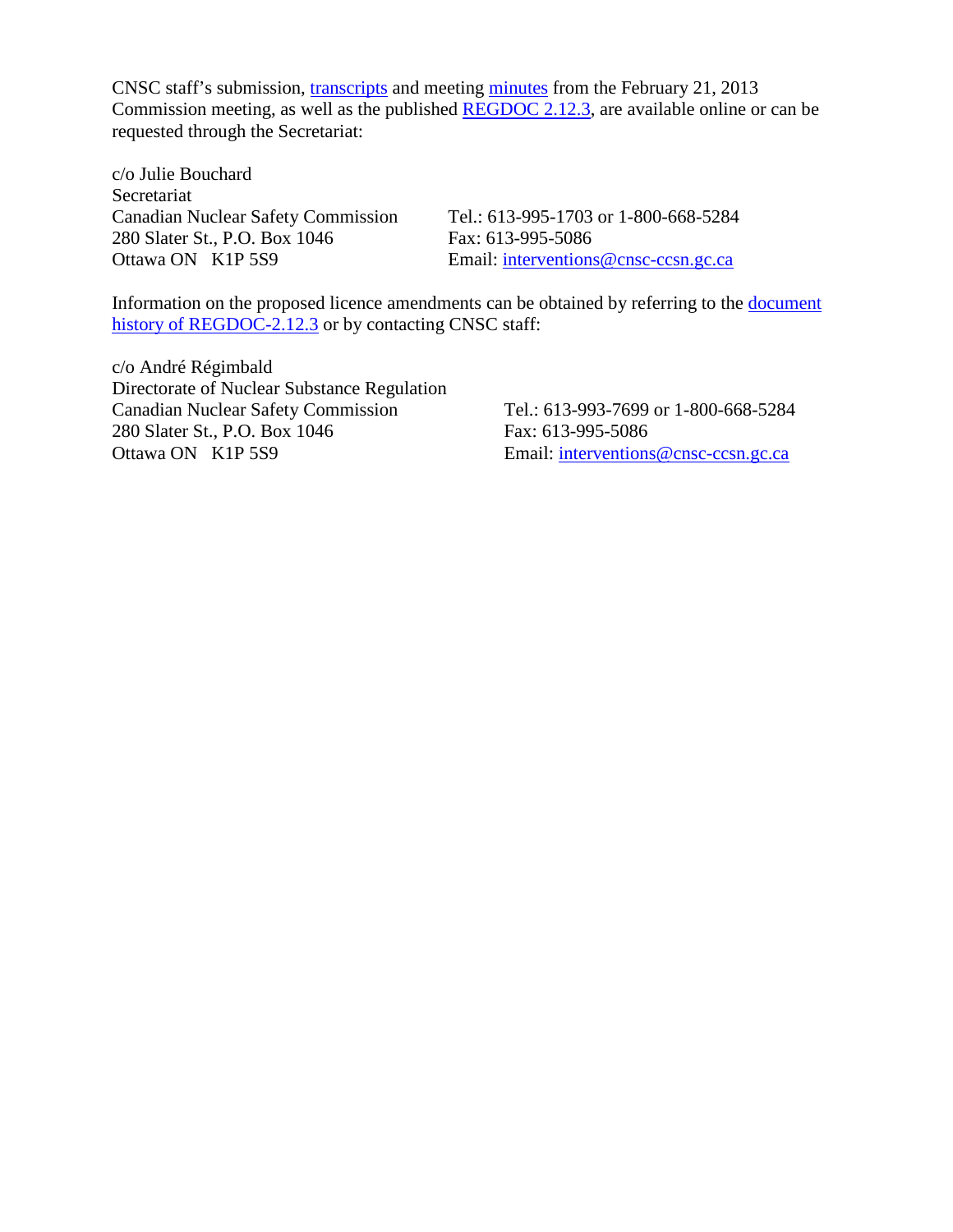CNSC staff's submission, transcripts and meeting minutes from the February 21, 2013 Commission meeting, as well as the published REGDOC 2.12.3, are available online or can be requested through the Secretariat:

c/o Julie Bouchard
Secretariat
Canadian Nuclear Safety Commission
280 Slater St., P.O. Box 1046
Ottawa ON K1P 5S9

Tel.: 613-995-1703 or 1-800-668-5284
Fax: 613-995-5086
Email: interventions@cnsc-ccsn.gc.ca

Information on the proposed licence amendments can be obtained by referring to the document history of REGDOC-2.12.3 or by contacting CNSC staff:

c/o André Régimbald
Directorate of Nuclear Substance Regulation
Canadian Nuclear Safety Commission
280 Slater St., P.O. Box 1046
Ottawa ON K1P 5S9

Tel.: 613-993-7699 or 1-800-668-5284
Fax: 613-995-5086
Email: interventions@cnsc-ccsn.gc.ca